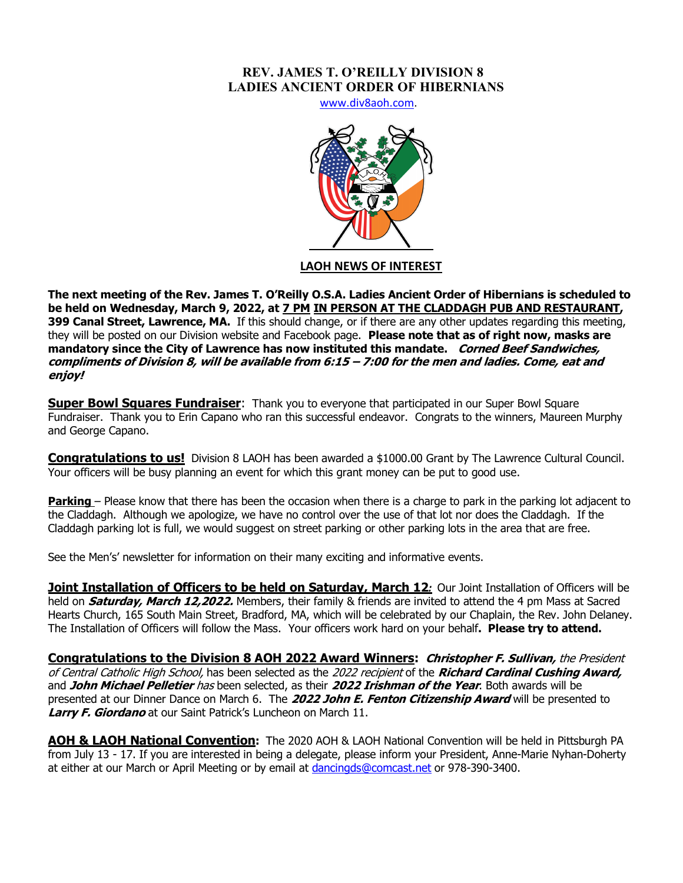# REV. JAMES T. O'REILLY DIVISION 8
# LADIES ANCIENT ORDER OF HIBERNIANS

www.div8aoh.com.

## LAOH NEWS OF INTEREST

**The next meeting of the Rev. James T. O'Reilly O.S.A. Ladies Ancient Order of Hibernians is scheduled to be held on Wednesday, March 9, 2022, at 7 PM IN PERSON AT THE CLADDAGH PUB AND RESTAURANT, 399 Canal Street, Lawrence, MA.** If this should change, or if there are any other updates regarding this meeting, they will be posted on our Division website and Facebook page. **Please note that as of right now, masks are mandatory since the City of Lawrence has now instituted this mandate.** ***Corned Beef Sandwiches, compliments of Division 8, will be available from 6:15 – 7:00 for the men and ladies. Come, eat and enjoy!***

**Super Bowl Squares Fundraiser**: Thank you to everyone that participated in our Super Bowl Square Fundraiser. Thank you to Erin Capano who ran this successful endeavor. Congrats to the winners, Maureen Murphy and George Capano.

**Congratulations to us!** Division 8 LAOH has been awarded a $1000.00 Grant by The Lawrence Cultural Council. Your officers will be busy planning an event for which this grant money can be put to good use.

**Parking** – Please know that there has been the occasion when there is a charge to park in the parking lot adjacent to the Claddagh. Although we apologize, we have no control over the use of that lot nor does the Claddagh. If the Claddagh parking lot is full, we would suggest on street parking or other parking lots in the area that are free.

See the Men's' newsletter for information on their many exciting and informative events.

**Joint Installation of Officers to be held on Saturday, March 12***:* Our Joint Installation of Officers will be held on ***Saturday, March 12,2022.*** Members, their family & friends are invited to attend the 4 pm Mass at Sacred Hearts Church, 165 South Main Street, Bradford, MA, which will be celebrated by our Chaplain, the Rev. John Delaney. The Installation of Officers will follow the Mass. Your officers work hard on your behalf**. Please try to attend.**

**Congratulations to the Division 8 AOH 2022 Award Winners:** ***Christopher F. Sullivan,*** *the President of Central Catholic High School,* has been selected as the *2022 recipient* of the ***Richard Cardinal Cushing Award,*** and ***John Michael Pelletier*** *has* been selected, as their ***2022 Irishman of the Year***. Both awards will be presented at our Dinner Dance on March 6. The ***2022 John E. Fenton Citizenship Award*** will be presented to ***Larry F. Giordano*** at our Saint Patrick's Luncheon on March 11.

**AOH & LAOH National Convention:** The 2020 AOH & LAOH National Convention will be held in Pittsburgh PA from July 13 - 17. If you are interested in being a delegate, please inform your President, Anne-Marie Nyhan-Doherty at either at our March or April Meeting or by email at dancingds@comcast.net or 978-390-3400.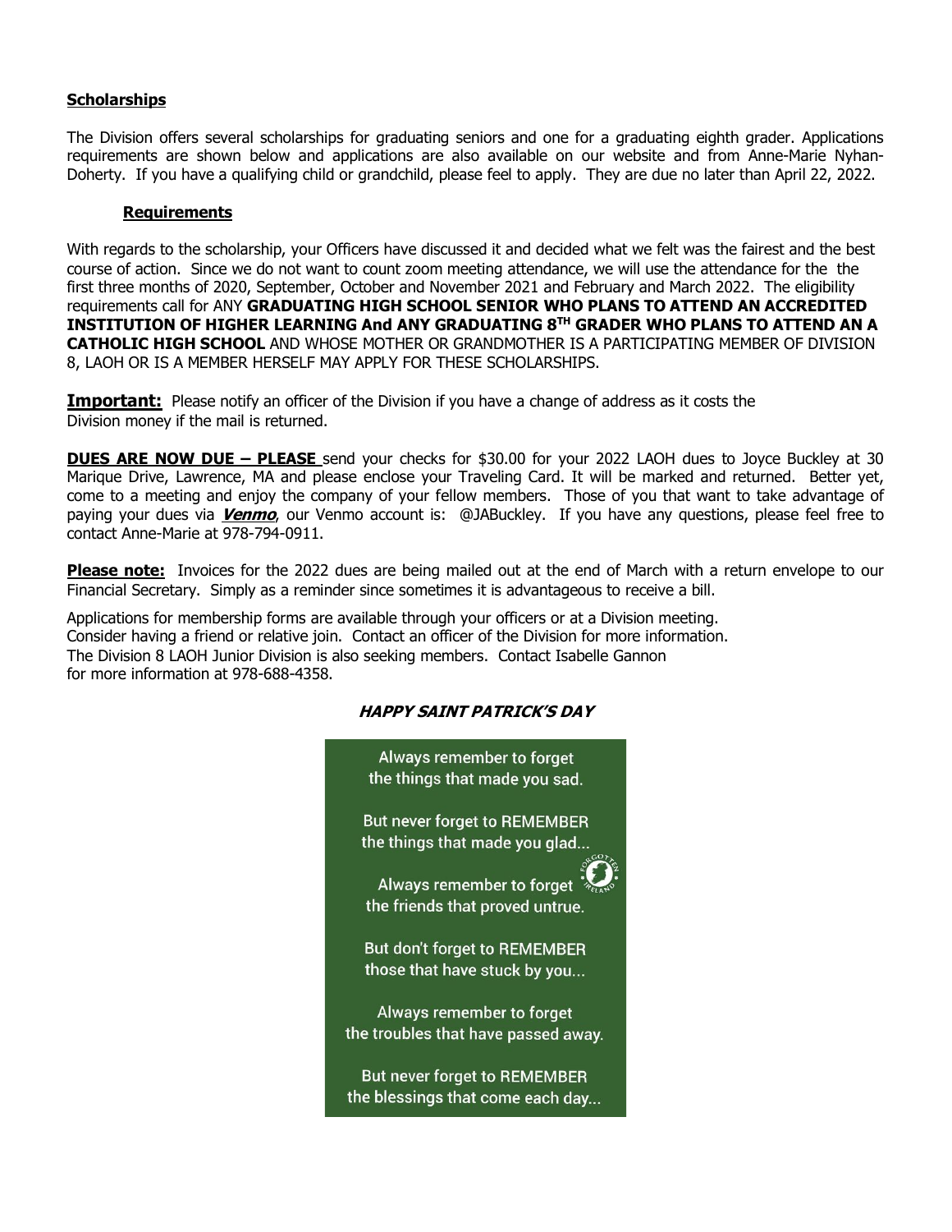**Scholarships**

The Division offers several scholarships for graduating seniors and one for a graduating eighth grader. Applications requirements are shown below and applications are also available on our website and from Anne-Marie Nyhan-Doherty. If you have a qualifying child or grandchild, please feel to apply. They are due no later than April 22, 2022.

**Requirements**

With regards to the scholarship, your Officers have discussed it and decided what we felt was the fairest and the best course of action. Since we do not want to count zoom meeting attendance, we will use the attendance for the the first three months of 2020, September, October and November 2021 and February and March 2022. The eligibility requirements call for ANY **GRADUATING HIGH SCHOOL SENIOR WHO PLANS TO ATTEND AN ACCREDITED INSTITUTION OF HIGHER LEARNING And ANY GRADUATING 8TH GRADER WHO PLANS TO ATTEND AN A CATHOLIC HIGH SCHOOL** AND WHOSE MOTHER OR GRANDMOTHER IS A PARTICIPATING MEMBER OF DIVISION 8, LAOH OR IS A MEMBER HERSELF MAY APPLY FOR THESE SCHOLARSHIPS.

**Important:** Please notify an officer of the Division if you have a change of address as it costs the Division money if the mail is returned.

**DUES ARE NOW DUE – PLEASE** send your checks for $30.00 for your 2022 LAOH dues to Joyce Buckley at 30 Marique Drive, Lawrence, MA and please enclose your Traveling Card. It will be marked and returned. Better yet, come to a meeting and enjoy the company of your fellow members. Those of you that want to take advantage of paying your dues via ***Venmo***, our Venmo account is: @JABuckley. If you have any questions, please feel free to contact Anne-Marie at 978-794-0911.

**Please note:** Invoices for the 2022 dues are being mailed out at the end of March with a return envelope to our Financial Secretary. Simply as a reminder since sometimes it is advantageous to receive a bill.

Applications for membership forms are available through your officers or at a Division meeting. Consider having a friend or relative join. Contact an officer of the Division for more information. The Division 8 LAOH Junior Division is also seeking members. Contact Isabelle Gannon for more information at 978-688-4358.

***HAPPY SAINT PATRICK'S DAY***

Always remember to forget
the things that made you sad.

But never forget to REMEMBER
the things that made you glad...

Always remember to forget
the friends that proved untrue.

But don't forget to REMEMBER
those that have stuck by you...

Always remember to forget
the troubles that have passed away.

But never forget to REMEMBER
the blessings that come each day...